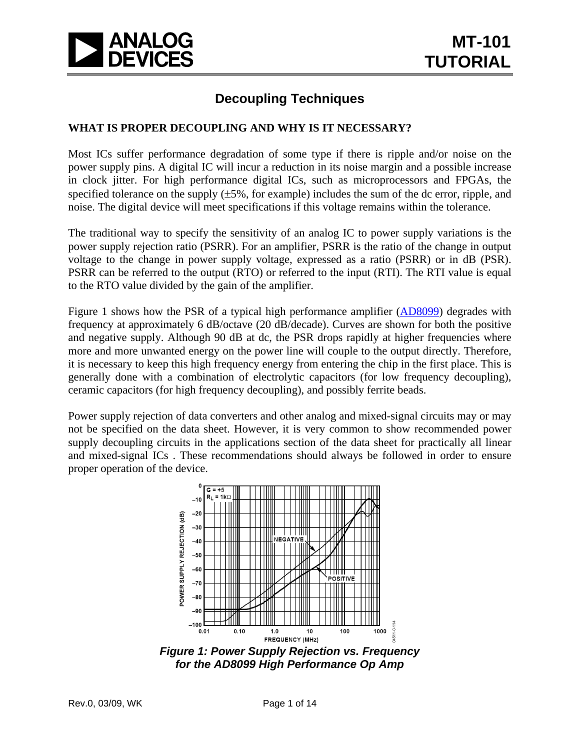# Decoupling Techniques

## WHAT IS PROPER DECOUPLING AND WHY IS IT NECESSARY?

Most ICs suffer performance degradation of some type if there is ripple and/or noise on the power supply pins. A digital IC will incur a reduction in its noise margin and a possible increase in clock jitter. For high performance digital ICs, such as microprocessors and FPGAs, the specified tolerance on the supply (±5%, for example) includes the sum of the dc error, ripple, and noise. The digital device will meet specifications if this voltage remains within the tolerance.

The traditional way to specify the sensitivity of an analog IC to power supply variations is the power supply rejection ratio (PSRR). For an amplifier, PSRR is the ratio of the change in output voltage to the change in power supply voltage, expressed as a ratio (PSRR) or in dB (PSR). PSRR can be referred to the output (RTO) or referred to the input (RTI). The RTI value is equal to the RTO value divided by the gain of the amplifier.

Figure 1 shows how the PSR of a typical high performance amplifier (AD8099) degrades with frequency at approximately 6 dB/octave (20 dB/decade). Curves are shown for both the positive and negative supply. Although 90 dB at dc, the PSR drops rapidly at higher frequencies where more and more unwanted energy on the power line will couple to the output directly. Therefore, it is necessary to keep this high frequency energy from entering the chip in the first place. This is generally done with a combination of electrolytic capacitors (for low frequency decoupling), ceramic capacitors (for high frequency decoupling), and possibly ferrite beads.

Power supply rejection of data converters and other analog and mixed-signal circuits may or may not be specified on the data sheet. However, it is very common to show recommended power supply decoupling circuits in the applications section of the data sheet for practically all linear and mixed-signal ICs . These recommendations should always be followed in order to ensure proper operation of the device.

***Figure 1: Power Supply Rejection vs. Frequency for the AD8099 High Performance Op Amp***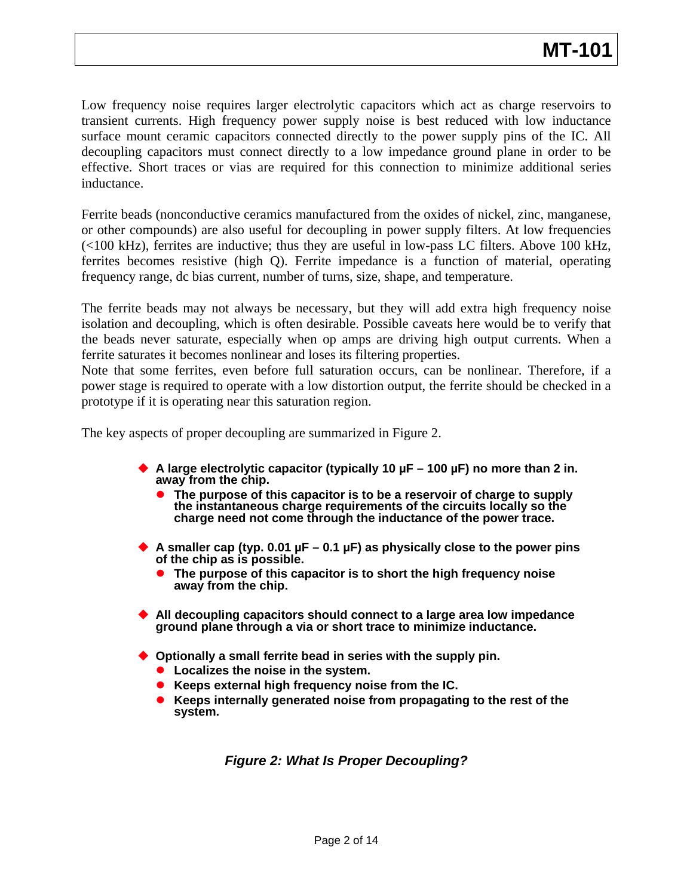Low frequency noise requires larger electrolytic capacitors which act as charge reservoirs to transient currents. High frequency power supply noise is best reduced with low inductance surface mount ceramic capacitors connected directly to the power supply pins of the IC. All decoupling capacitors must connect directly to a low impedance ground plane in order to be effective. Short traces or vias are required for this connection to minimize additional series inductance.

Ferrite beads (nonconductive ceramics manufactured from the oxides of nickel, zinc, manganese, or other compounds) are also useful for decoupling in power supply filters. At low frequencies (<100 kHz), ferrites are inductive; thus they are useful in low-pass LC filters. Above 100 kHz, ferrites becomes resistive (high Q). Ferrite impedance is a function of material, operating frequency range, dc bias current, number of turns, size, shape, and temperature.

The ferrite beads may not always be necessary, but they will add extra high frequency noise isolation and decoupling, which is often desirable. Possible caveats here would be to verify that the beads never saturate, especially when op amps are driving high output currents. When a ferrite saturates it becomes nonlinear and loses its filtering properties.
Note that some ferrites, even before full saturation occurs, can be nonlinear. Therefore, if a power stage is required to operate with a low distortion output, the ferrite should be checked in a prototype if it is operating near this saturation region.

The key aspects of proper decoupling are summarized in Figure 2.

- **A large electrolytic capacitor (typically 10 µF – 100 µF) no more than 2 in. away from the chip.**
  - **The purpose of this capacitor is to be a reservoir of charge to supply the instantaneous charge requirements of the circuits locally so the charge need not come through the inductance of the power trace.**
- **A smaller cap (typ. 0.01 µF – 0.1 µF) as physically close to the power pins of the chip as is possible.**
  - **The purpose of this capacitor is to short the high frequency noise away from the chip.**
- **All decoupling capacitors should connect to a large area low impedance ground plane through a via or short trace to minimize inductance.**
- **Optionally a small ferrite bead in series with the supply pin.**
  - **Localizes the noise in the system.**
  - **Keeps external high frequency noise from the IC.**
  - **Keeps internally generated noise from propagating to the rest of the system.**

***Figure 2: What Is Proper Decoupling?***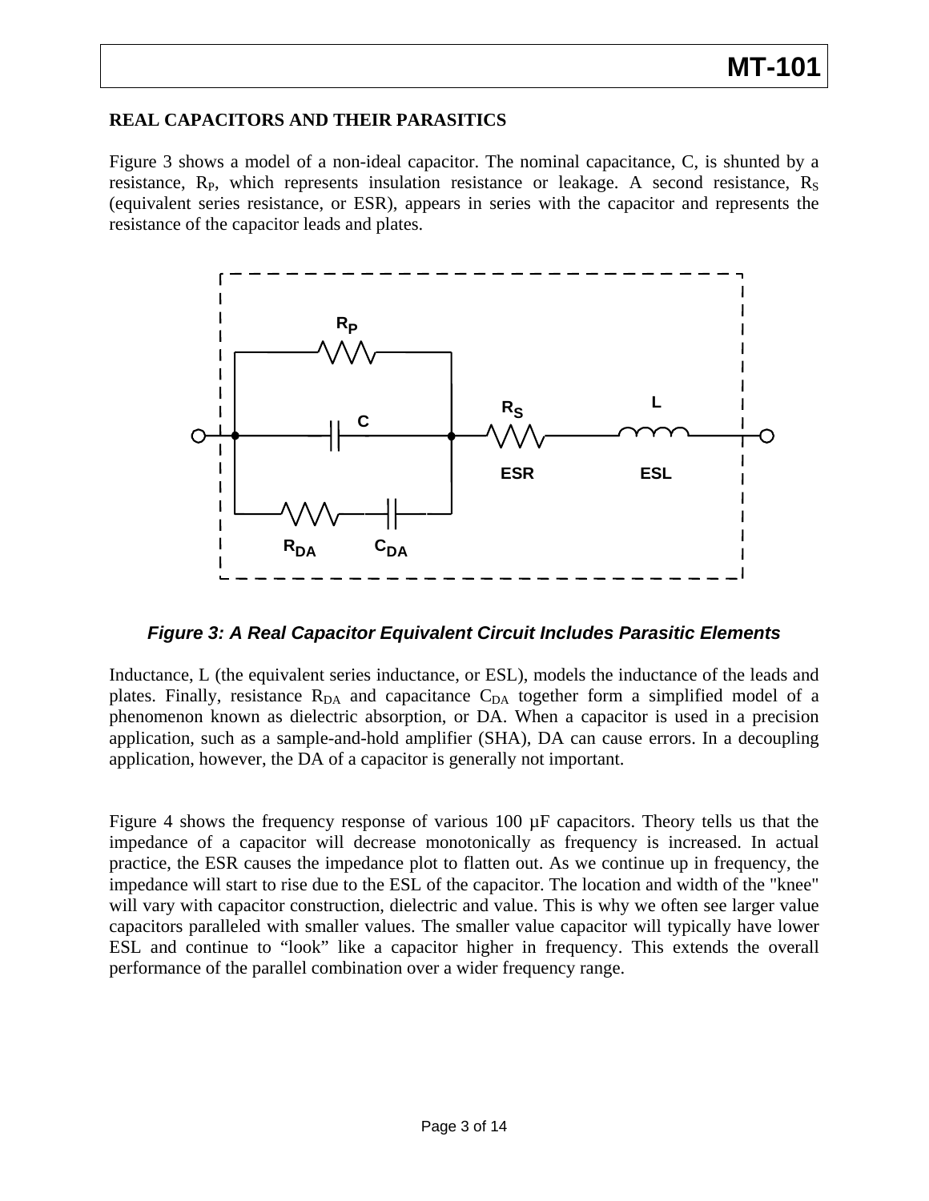## REAL CAPACITORS AND THEIR PARASITICS

Figure 3 shows a model of a non-ideal capacitor. The nominal capacitance, C, is shunted by a resistance, $R_P$, which represents insulation resistance or leakage. A second resistance, $R_S$ (equivalent series resistance, or ESR), appears in series with the capacitor and represents the resistance of the capacitor leads and plates.

***Figure 3: A Real Capacitor Equivalent Circuit Includes Parasitic Elements***

Inductance, L (the equivalent series inductance, or ESL), models the inductance of the leads and plates. Finally, resistance $R_{DA}$ and capacitance $C_{DA}$ together form a simplified model of a phenomenon known as dielectric absorption, or DA. When a capacitor is used in a precision application, such as a sample-and-hold amplifier (SHA), DA can cause errors. In a decoupling application, however, the DA of a capacitor is generally not important.

Figure 4 shows the frequency response of various 100 µF capacitors. Theory tells us that the impedance of a capacitor will decrease monotonically as frequency is increased. In actual practice, the ESR causes the impedance plot to flatten out. As we continue up in frequency, the impedance will start to rise due to the ESL of the capacitor. The location and width of the "knee" will vary with capacitor construction, dielectric and value. This is why we often see larger value capacitors paralleled with smaller values. The smaller value capacitor will typically have lower ESL and continue to "look" like a capacitor higher in frequency. This extends the overall performance of the parallel combination over a wider frequency range.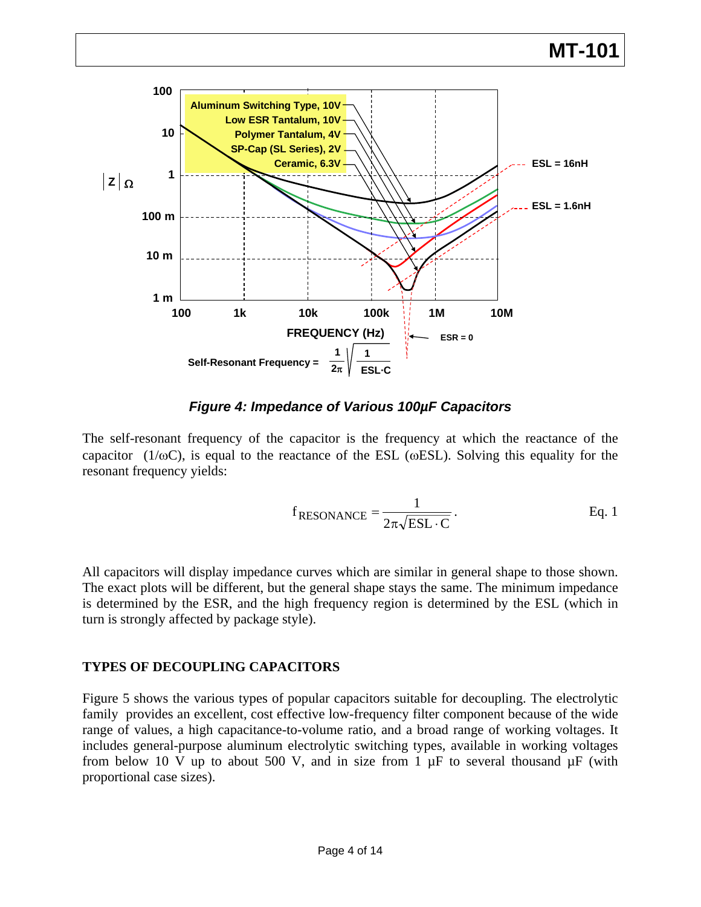**Figure 4: Impedance of Various 100µF Capacitors**

The self-resonant frequency of the capacitor is the frequency at which the reactance of the capacitor (1/ωC), is equal to the reactance of the ESL (ωESL). Solving this equality for the resonant frequency yields:

$$f_{RESONANCE} = \frac{1}{2\pi\sqrt{ESL \cdot C}}. \qquad \text{Eq. 1}$$

All capacitors will display impedance curves which are similar in general shape to those shown. The exact plots will be different, but the general shape stays the same. The minimum impedance is determined by the ESR, and the high frequency region is determined by the ESL (which in turn is strongly affected by package style).

## TYPES OF DECOUPLING CAPACITORS

Figure 5 shows the various types of popular capacitors suitable for decoupling. The electrolytic family provides an excellent, cost effective low-frequency filter component because of the wide range of values, a high capacitance-to-volume ratio, and a broad range of working voltages. It includes general-purpose aluminum electrolytic switching types, available in working voltages from below 10 V up to about 500 V, and in size from 1 µF to several thousand µF (with proportional case sizes).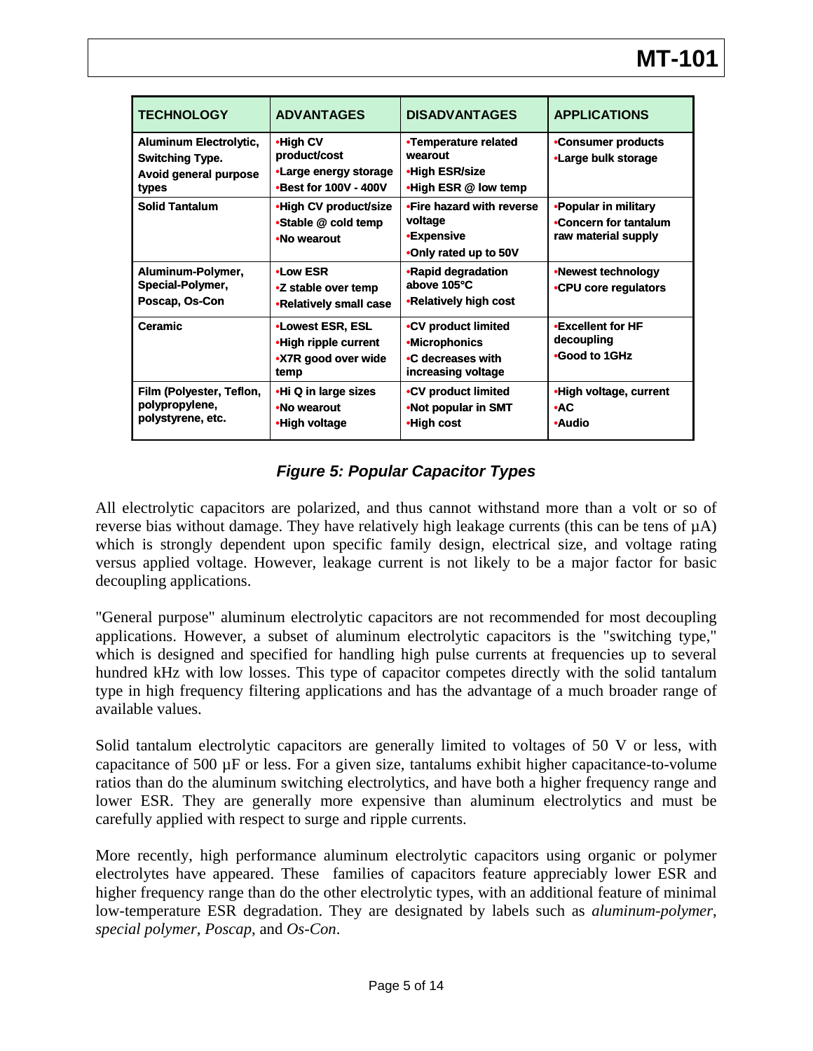| TECHNOLOGY | ADVANTAGES | DISADVANTAGES | APPLICATIONS |
|---|---|---|---|
| Aluminum Electrolytic, Switching Type. Avoid general purpose types | •High CV product/cost •Large energy storage •Best for 100V - 400V | •Temperature related wearout •High ESR/size •High ESR @ low temp | •Consumer products •Large bulk storage |
| Solid Tantalum | •High CV product/size •Stable @ cold temp •No wearout | •Fire hazard with reverse voltage •Expensive •Only rated up to 50V | •Popular in military •Concern for tantalum raw material supply |
| Aluminum-Polymer, Special-Polymer, Poscap, Os-Con | •Low ESR •Z stable over temp •Relatively small case | •Rapid degradation above 105°C •Relatively high cost | •Newest technology •CPU core regulators |
| Ceramic | •Lowest ESR, ESL •High ripple current •X7R good over wide temp | •CV product limited •Microphonics •C decreases with increasing voltage | •Excellent for HF decoupling •Good to 1GHz |
| Film (Polyester, Teflon, polypropylene, polystyrene, etc. | •Hi Q in large sizes •No wearout •High voltage | •CV product limited •Not popular in SMT •High cost | •High voltage, current •AC •Audio |

***Figure 5: Popular Capacitor Types***

All electrolytic capacitors are polarized, and thus cannot withstand more than a volt or so of reverse bias without damage. They have relatively high leakage currents (this can be tens of µA) which is strongly dependent upon specific family design, electrical size, and voltage rating versus applied voltage. However, leakage current is not likely to be a major factor for basic decoupling applications.

"General purpose" aluminum electrolytic capacitors are not recommended for most decoupling applications. However, a subset of aluminum electrolytic capacitors is the "switching type," which is designed and specified for handling high pulse currents at frequencies up to several hundred kHz with low losses. This type of capacitor competes directly with the solid tantalum type in high frequency filtering applications and has the advantage of a much broader range of available values.

Solid tantalum electrolytic capacitors are generally limited to voltages of 50 V or less, with capacitance of 500 µF or less. For a given size, tantalums exhibit higher capacitance-to-volume ratios than do the aluminum switching electrolytics, and have both a higher frequency range and lower ESR. They are generally more expensive than aluminum electrolytics and must be carefully applied with respect to surge and ripple currents.

More recently, high performance aluminum electrolytic capacitors using organic or polymer electrolytes have appeared. These families of capacitors feature appreciably lower ESR and higher frequency range than do the other electrolytic types, with an additional feature of minimal low-temperature ESR degradation. They are designated by labels such as *aluminum-polymer*, *special polymer*, *Poscap*, and *Os-Con*.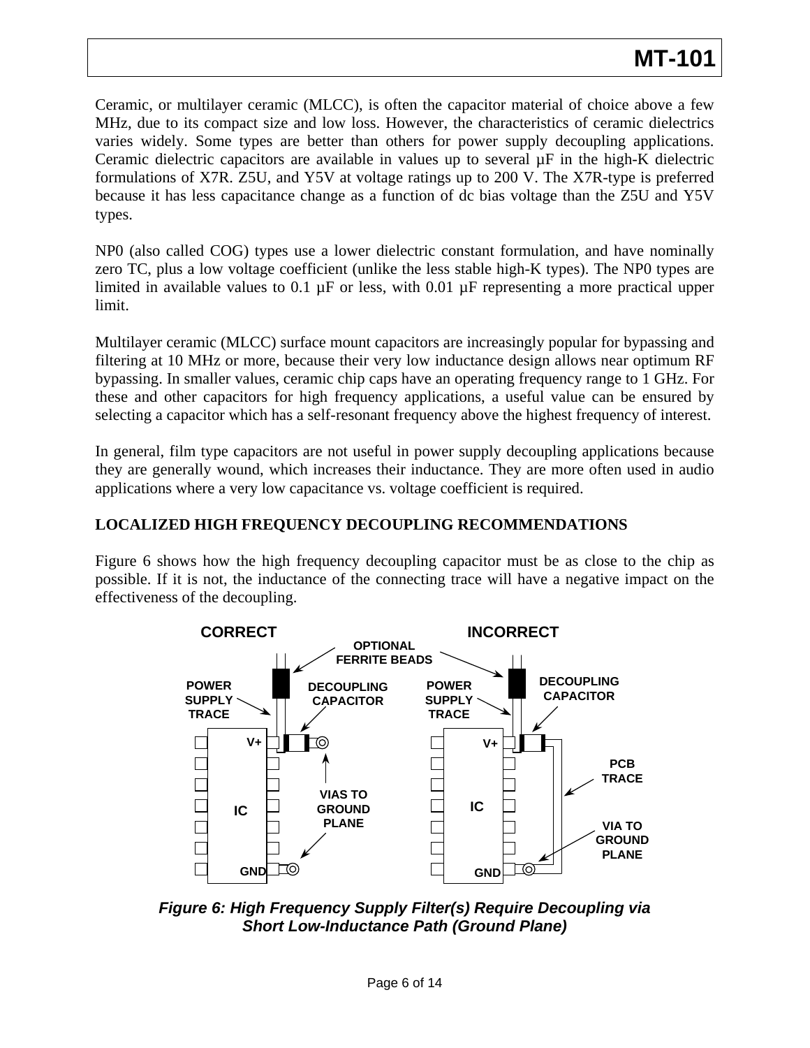Ceramic, or multilayer ceramic (MLCC), is often the capacitor material of choice above a few MHz, due to its compact size and low loss. However, the characteristics of ceramic dielectrics varies widely. Some types are better than others for power supply decoupling applications. Ceramic dielectric capacitors are available in values up to several µF in the high-K dielectric formulations of X7R. Z5U, and Y5V at voltage ratings up to 200 V. The X7R-type is preferred because it has less capacitance change as a function of dc bias voltage than the Z5U and Y5V types.

NP0 (also called COG) types use a lower dielectric constant formulation, and have nominally zero TC, plus a low voltage coefficient (unlike the less stable high-K types). The NP0 types are limited in available values to 0.1 µF or less, with 0.01 µF representing a more practical upper limit.

Multilayer ceramic (MLCC) surface mount capacitors are increasingly popular for bypassing and filtering at 10 MHz or more, because their very low inductance design allows near optimum RF bypassing. In smaller values, ceramic chip caps have an operating frequency range to 1 GHz. For these and other capacitors for high frequency applications, a useful value can be ensured by selecting a capacitor which has a self-resonant frequency above the highest frequency of interest.

In general, film type capacitors are not useful in power supply decoupling applications because they are generally wound, which increases their inductance. They are more often used in audio applications where a very low capacitance vs. voltage coefficient is required.

## LOCALIZED HIGH FREQUENCY DECOUPLING RECOMMENDATIONS

Figure 6 shows how the high frequency decoupling capacitor must be as close to the chip as possible. If it is not, the inductance of the connecting trace will have a negative impact on the effectiveness of the decoupling.

*Figure 6: High Frequency Supply Filter(s) Require Decoupling via Short Low-Inductance Path (Ground Plane)*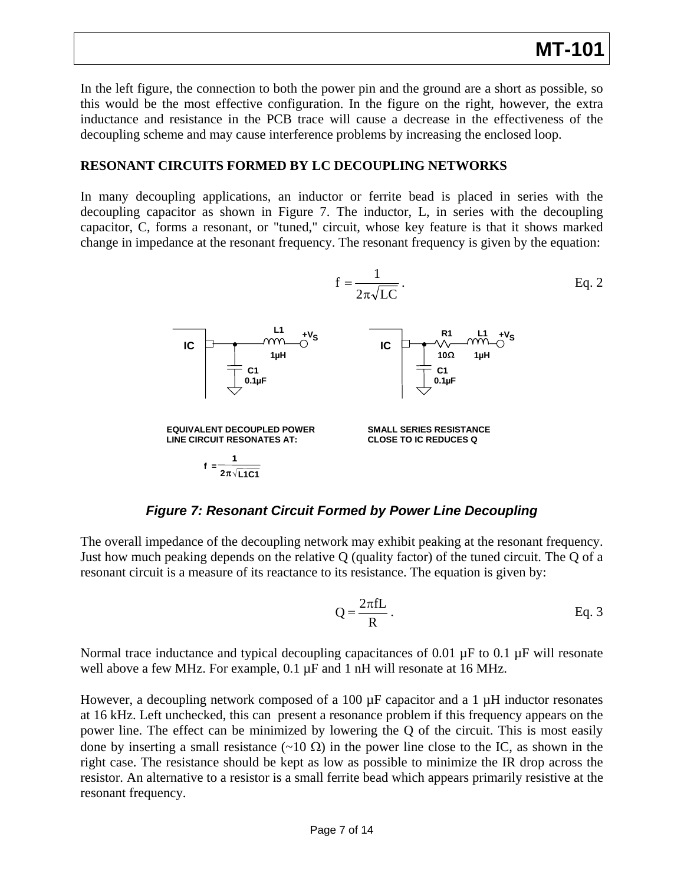In the left figure, the connection to both the power pin and the ground are a short as possible, so this would be the most effective configuration. In the figure on the right, however, the extra inductance and resistance in the PCB trace will cause a decrease in the effectiveness of the decoupling scheme and may cause interference problems by increasing the enclosed loop.

**RESONANT CIRCUITS FORMED BY LC DECOUPLING NETWORKS**

In many decoupling applications, an inductor or ferrite bead is placed in series with the decoupling capacitor as shown in Figure 7. The inductor, L, in series with the decoupling capacitor, C, forms a resonant, or "tuned," circuit, whose key feature is that it shows marked change in impedance at the resonant frequency. The resonant frequency is given by the equation:

$$f = \frac{1}{2\pi\sqrt{LC}} \,. \qquad \text{Eq. 2}$$

IC — L1 1µH — +V$_S$; C1 0.1µF

EQUIVALENT DECOUPLED POWER LINE CIRCUIT RESONATES AT:

$$f = \frac{1}{2\pi\sqrt{L1C1}}$$

IC — R1 10Ω — L1 1µH — +V$_S$; C1 0.1µF

SMALL SERIES RESISTANCE CLOSE TO IC REDUCES Q

***Figure 7: Resonant Circuit Formed by Power Line Decoupling***

The overall impedance of the decoupling network may exhibit peaking at the resonant frequency. Just how much peaking depends on the relative Q (quality factor) of the tuned circuit. The Q of a resonant circuit is a measure of its reactance to its resistance. The equation is given by:

$$Q = \frac{2\pi f L}{R} \,. \qquad \text{Eq. 3}$$

Normal trace inductance and typical decoupling capacitances of 0.01 µF to 0.1 µF will resonate well above a few MHz. For example, 0.1 µF and 1 nH will resonate at 16 MHz.

However, a decoupling network composed of a 100 µF capacitor and a 1 µH inductor resonates at 16 kHz. Left unchecked, this can present a resonance problem if this frequency appears on the power line. The effect can be minimized by lowering the Q of the circuit. This is most easily done by inserting a small resistance (~10 Ω) in the power line close to the IC, as shown in the right case. The resistance should be kept as low as possible to minimize the IR drop across the resistor. An alternative to a resistor is a small ferrite bead which appears primarily resistive at the resonant frequency.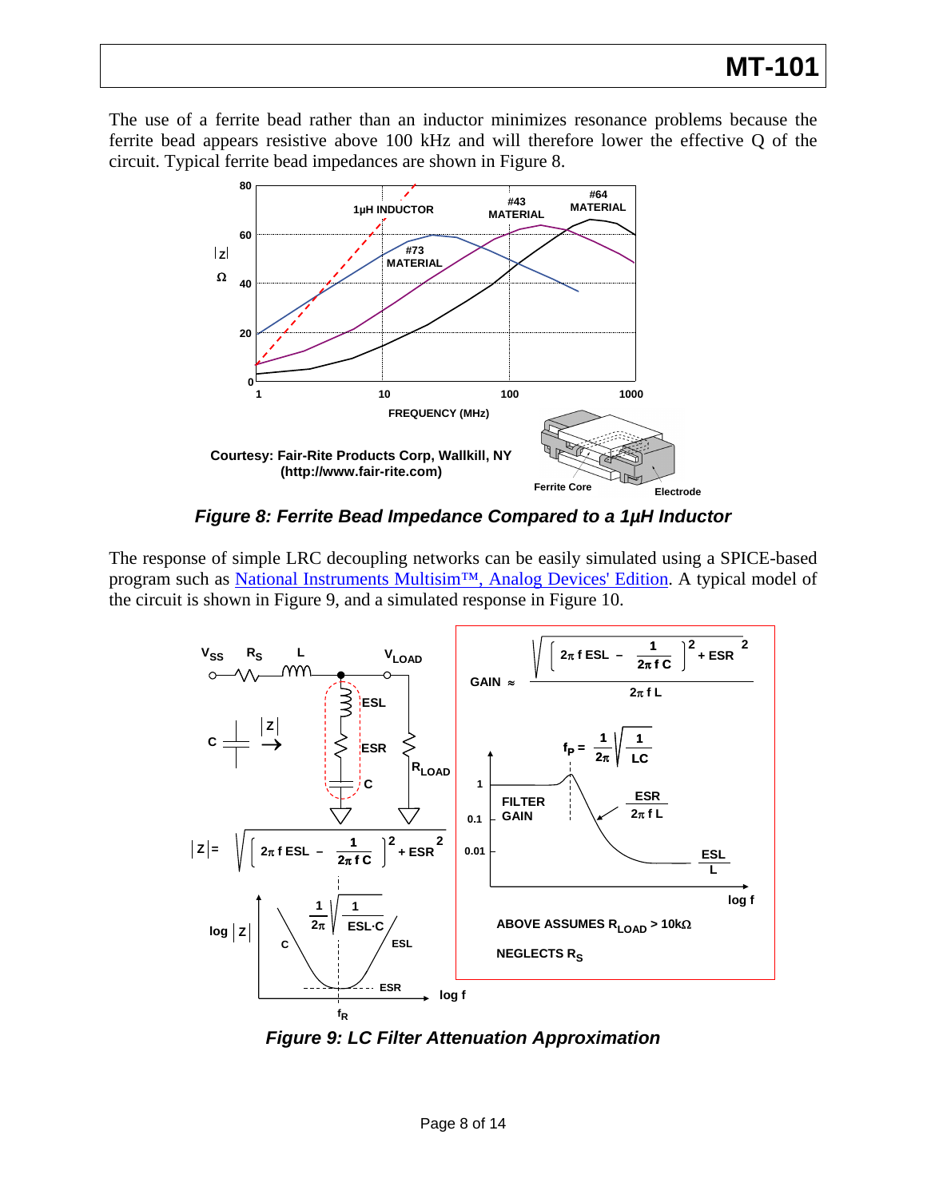The use of a ferrite bead rather than an inductor minimizes resonance problems because the ferrite bead appears resistive above 100 kHz and will therefore lower the effective Q of the circuit. Typical ferrite bead impedances are shown in Figure 8.

Courtesy: Fair-Rite Products Corp, Wallkill, NY (http://www.fair-rite.com)

***Figure 8: Ferrite Bead Impedance Compared to a 1µH Inductor***

The response of simple LRC decoupling networks can be easily simulated using a SPICE-based program such as National Instruments Multisim™, Analog Devices' Edition. A typical model of the circuit is shown in Figure 9, and a simulated response in Figure 10.

$$|Z| = \sqrt{\left[2\pi f\, ESL - \frac{1}{2\pi f C}\right]^2 + ESR^2}$$

$$f_R = \frac{1}{2\pi}\sqrt{\frac{1}{ESL \cdot C}}$$

$$GAIN \approx \frac{\sqrt{\left[2\pi f\, ESL - \frac{1}{2\pi f C}\right]^2 + ESR^2}}{2\pi f L}$$

$$f_P = \frac{1}{2\pi}\sqrt{\frac{1}{LC}}$$

ABOVE ASSUMES $R_{LOAD} > 10k\Omega$

NEGLECTS $R_S$

***Figure 9: LC Filter Attenuation Approximation***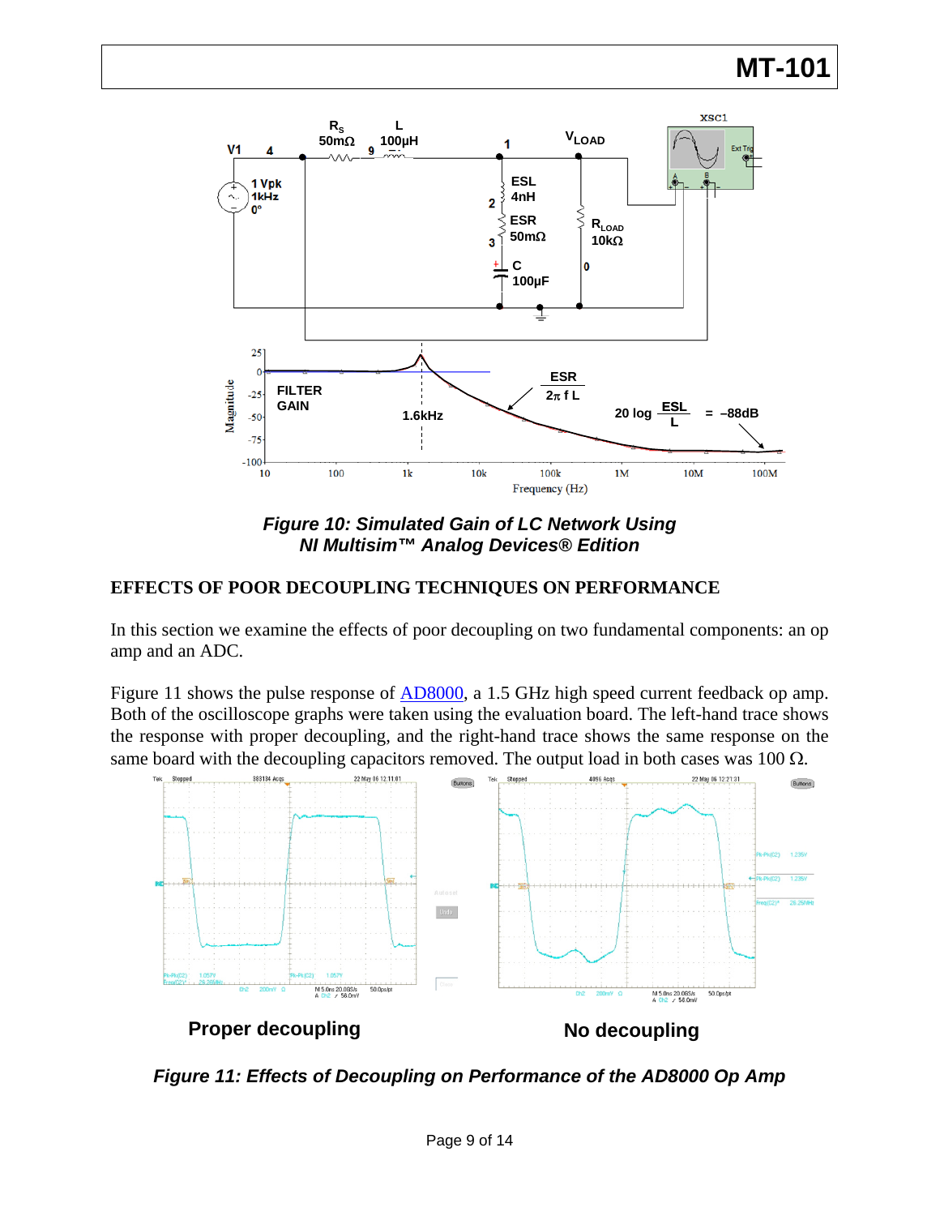*Figure 10: Simulated Gain of LC Network Using NI Multisim™ Analog Devices® Edition*

## EFFECTS OF POOR DECOUPLING TECHNIQUES ON PERFORMANCE

In this section we examine the effects of poor decoupling on two fundamental components: an op amp and an ADC.

Figure 11 shows the pulse response of AD8000, a 1.5 GHz high speed current feedback op amp. Both of the oscilloscope graphs were taken using the evaluation board. The left-hand trace shows the response with proper decoupling, and the right-hand trace shows the same response on the same board with the decoupling capacitors removed. The output load in both cases was 100 Ω.

**Proper decoupling** **No decoupling**

*Figure 11: Effects of Decoupling on Performance of the AD8000 Op Amp*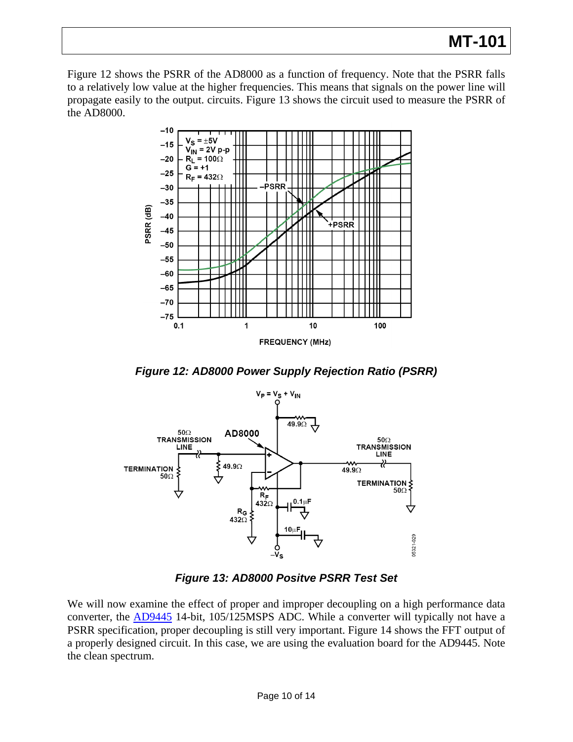Figure 12 shows the PSRR of the AD8000 as a function of frequency. Note that the PSRR falls to a relatively low value at the higher frequencies. This means that signals on the power line will propagate easily to the output. circuits. Figure 13 shows the circuit used to measure the PSRR of the AD8000.

***Figure 12: AD8000 Power Supply Rejection Ratio (PSRR)***

***Figure 13: AD8000 Positve PSRR Test Set***

We will now examine the effect of proper and improper decoupling on a high performance data converter, the [AD9445](AD9445) 14-bit, 105/125MSPS ADC. While a converter will typically not have a PSRR specification, proper decoupling is still very important. Figure 14 shows the FFT output of a properly designed circuit. In this case, we are using the evaluation board for the AD9445. Note the clean spectrum.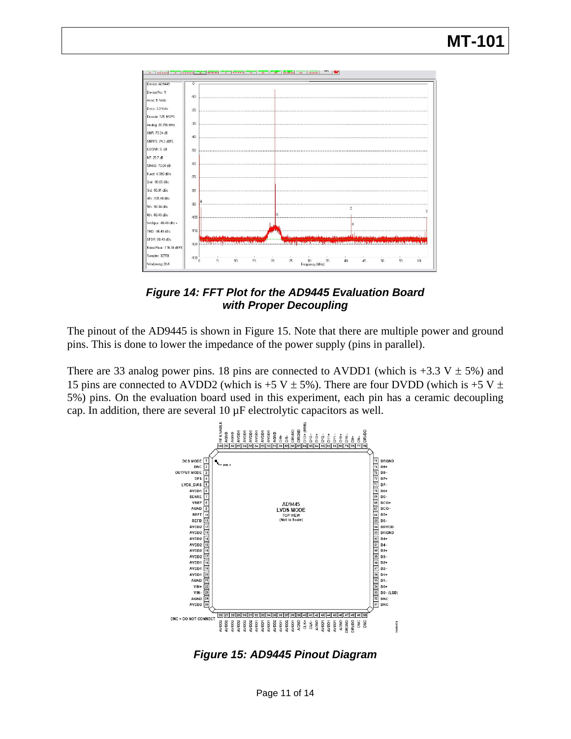*Figure 14: FFT Plot for the AD9445 Evaluation Board with Proper Decoupling*

The pinout of the AD9445 is shown in Figure 15. Note that there are multiple power and ground pins. This is done to lower the impedance of the power supply (pins in parallel).

There are 33 analog power pins. 18 pins are connected to AVDD1 (which is +3.3 V ± 5%) and 15 pins are connected to AVDD2 (which is +5 V ± 5%). There are four DVDD (which is +5 V ± 5%) pins. On the evaluation board used in this experiment, each pin has a ceramic decoupling cap. In addition, there are several 10 µF electrolytic capacitors as well.

*Figure 15: AD9445 Pinout Diagram*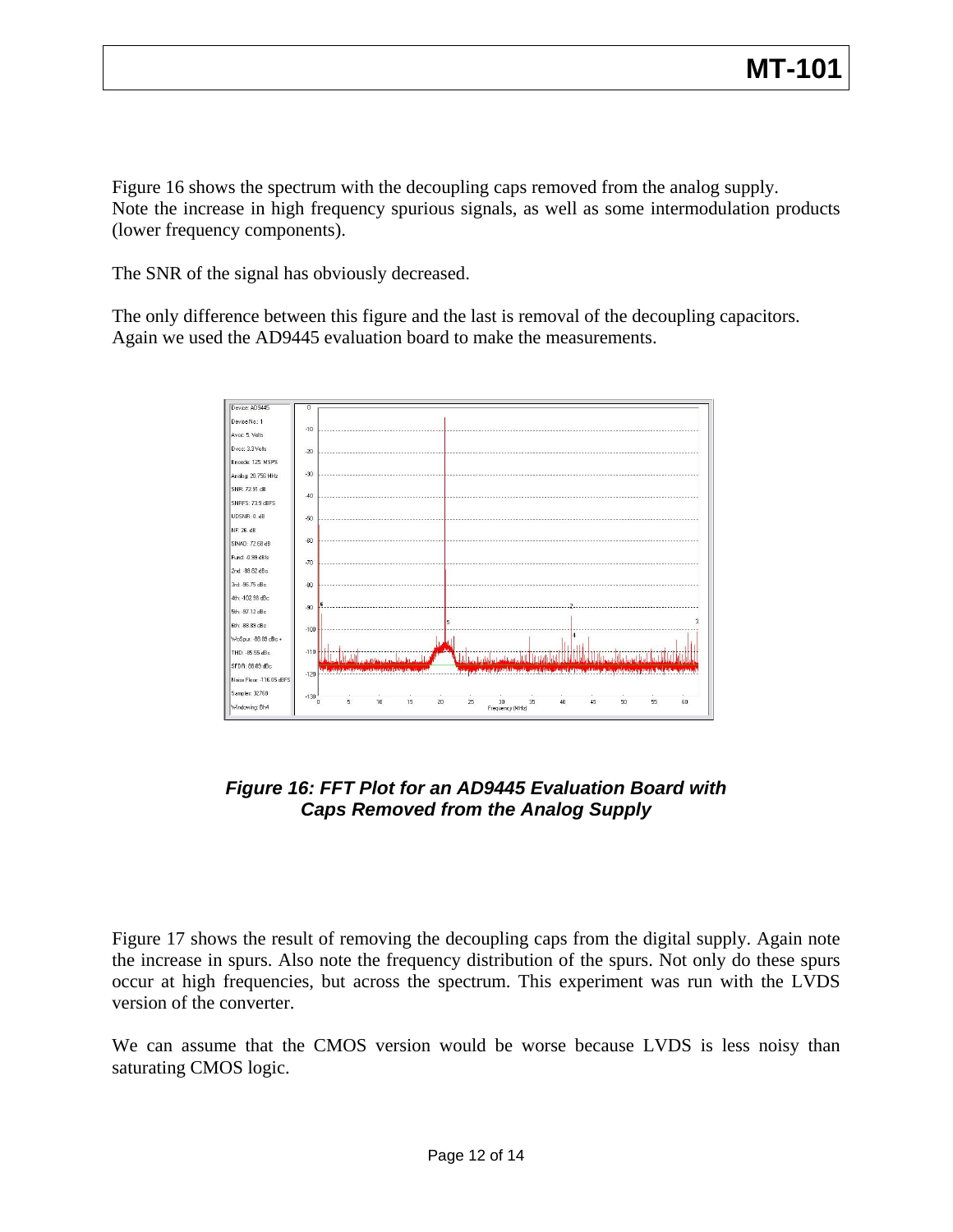Figure 16 shows the spectrum with the decoupling caps removed from the analog supply. Note the increase in high frequency spurious signals, as well as some intermodulation products (lower frequency components).

The SNR of the signal has obviously decreased.

The only difference between this figure and the last is removal of the decoupling capacitors. Again we used the AD9445 evaluation board to make the measurements.

***Figure 16: FFT Plot for an AD9445 Evaluation Board with Caps Removed from the Analog Supply***

Figure 17 shows the result of removing the decoupling caps from the digital supply. Again note the increase in spurs. Also note the frequency distribution of the spurs. Not only do these spurs occur at high frequencies, but across the spectrum. This experiment was run with the LVDS version of the converter.

We can assume that the CMOS version would be worse because LVDS is less noisy than saturating CMOS logic.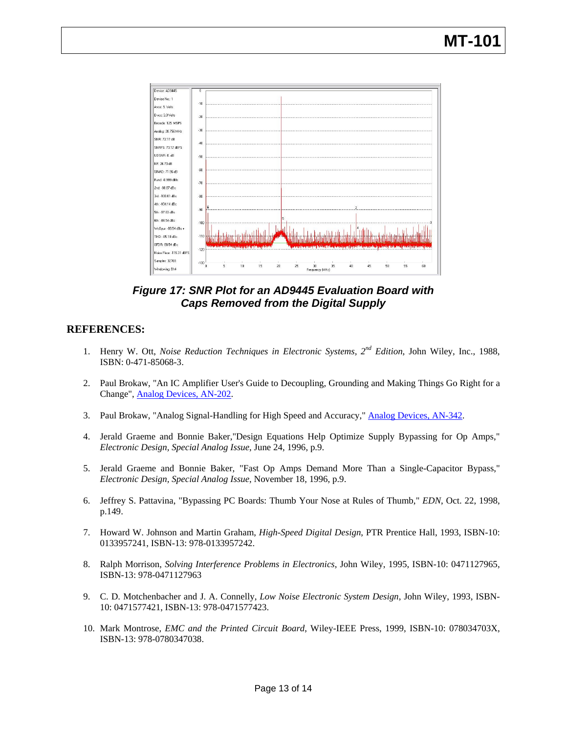**Figure 17: SNR Plot for an AD9445 Evaluation Board with Caps Removed from the Digital Supply**

## REFERENCES:

1. Henry W. Ott, *Noise Reduction Techniques in Electronic Systems, 2nd Edition*, John Wiley, Inc., 1988, ISBN: 0-471-85068-3.
2. Paul Brokaw, "An IC Amplifier User's Guide to Decoupling, Grounding and Making Things Go Right for a Change", Analog Devices, AN-202.
3. Paul Brokaw, "Analog Signal-Handling for High Speed and Accuracy," Analog Devices, AN-342.
4. Jerald Graeme and Bonnie Baker,"Design Equations Help Optimize Supply Bypassing for Op Amps," *Electronic Design, Special Analog Issue*, June 24, 1996, p.9.
5. Jerald Graeme and Bonnie Baker, "Fast Op Amps Demand More Than a Single-Capacitor Bypass," *Electronic Design, Special Analog Issue*, November 18, 1996, p.9.
6. Jeffrey S. Pattavina, "Bypassing PC Boards: Thumb Your Nose at Rules of Thumb," *EDN*, Oct. 22, 1998, p.149.
7. Howard W. Johnson and Martin Graham, *High-Speed Digital Design*, PTR Prentice Hall, 1993, ISBN-10: 0133957241, ISBN-13: 978-0133957242.
8. Ralph Morrison, *Solving Interference Problems in Electronics*, John Wiley, 1995, ISBN-10: 0471127965, ISBN-13: 978-0471127963
9. C. D. Motchenbacher and J. A. Connelly, *Low Noise Electronic System Design*, John Wiley, 1993, ISBN-10: 0471577421, ISBN-13: 978-0471577423.
10. Mark Montrose, *EMC and the Printed Circuit Board*, Wiley-IEEE Press, 1999, ISBN-10: 078034703X, ISBN-13: 978-0780347038.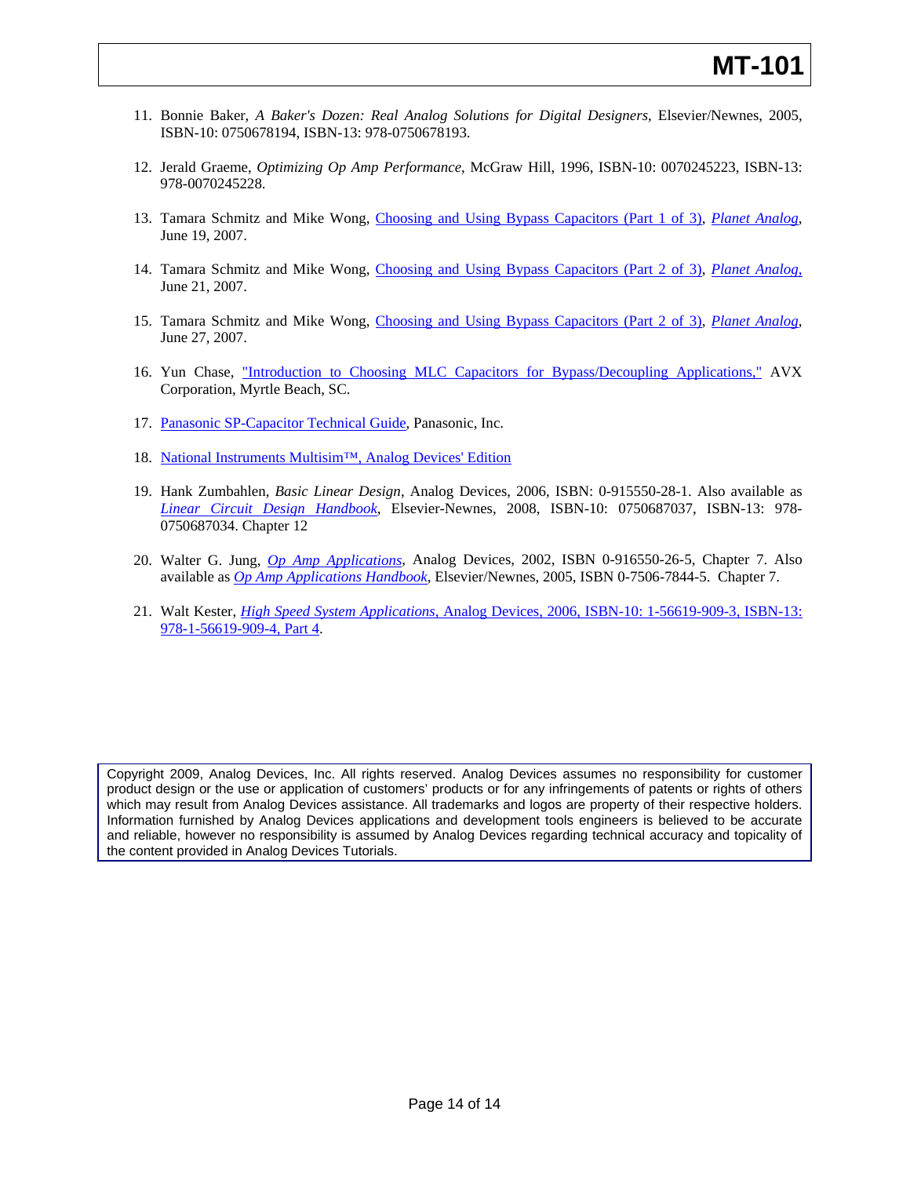11. Bonnie Baker, *A Baker's Dozen: Real Analog Solutions for Digital Designers*, Elsevier/Newnes, 2005, ISBN-10: 0750678194, ISBN-13: 978-0750678193.

12. Jerald Graeme, *Optimizing Op Amp Performance*, McGraw Hill, 1996, ISBN-10: 0070245223, ISBN-13: 978-0070245228.

13. Tamara Schmitz and Mike Wong, Choosing and Using Bypass Capacitors (Part 1 of 3), *Planet Analog*, June 19, 2007.

14. Tamara Schmitz and Mike Wong, Choosing and Using Bypass Capacitors (Part 2 of 3), *Planet Analog*, June 21, 2007.

15. Tamara Schmitz and Mike Wong, Choosing and Using Bypass Capacitors (Part 2 of 3), *Planet Analog*, June 27, 2007.

16. Yun Chase, "Introduction to Choosing MLC Capacitors for Bypass/Decoupling Applications," AVX Corporation, Myrtle Beach, SC.

17. Panasonic SP-Capacitor Technical Guide, Panasonic, Inc.

18. National Instruments Multisim™, Analog Devices' Edition

19. Hank Zumbahlen, *Basic Linear Design*, Analog Devices, 2006, ISBN: 0-915550-28-1. Also available as *Linear Circuit Design Handbook*, Elsevier-Newnes, 2008, ISBN-10: 0750687037, ISBN-13: 978-0750687034. Chapter 12

20. Walter G. Jung, *Op Amp Applications*, Analog Devices, 2002, ISBN 0-916550-26-5, Chapter 7. Also available as *Op Amp Applications Handbook*, Elsevier/Newnes, 2005, ISBN 0-7506-7844-5. Chapter 7.

21. Walt Kester, *High Speed System Applications*, Analog Devices, 2006, ISBN-10: 1-56619-909-3, ISBN-13: 978-1-56619-909-4, Part 4.

Copyright 2009, Analog Devices, Inc. All rights reserved. Analog Devices assumes no responsibility for customer product design or the use or application of customers' products or for any infringements of patents or rights of others which may result from Analog Devices assistance. All trademarks and logos are property of their respective holders. Information furnished by Analog Devices applications and development tools engineers is believed to be accurate and reliable, however no responsibility is assumed by Analog Devices regarding technical accuracy and topicality of the content provided in Analog Devices Tutorials.